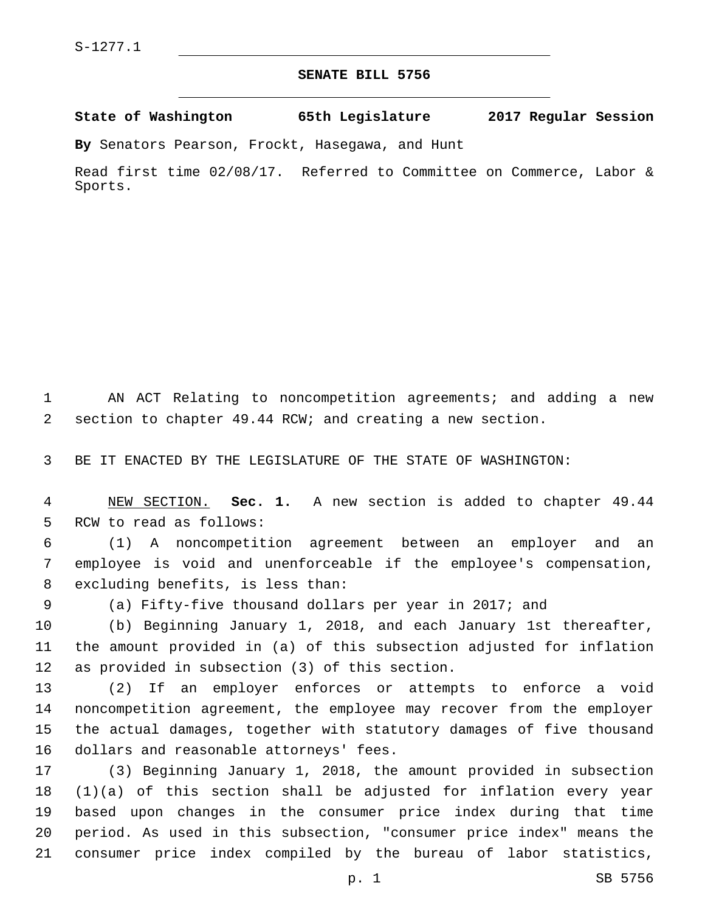S-1277.1

# SENATE BILL 5756

**State of Washington 65th Legislature 2017 Regular Session**

**By** Senators Pearson, Frockt, Hasegawa, and Hunt

Read first time 02/08/17. Referred to Committee on Commerce, Labor & Sports.

AN ACT Relating to noncompetition agreements; and adding a new section to chapter 49.44 RCW; and creating a new section.

BE IT ENACTED BY THE LEGISLATURE OF THE STATE OF WASHINGTON:

NEW SECTION. **Sec. 1.** A new section is added to chapter 49.44 RCW to read as follows:

(1) A noncompetition agreement between an employer and an employee is void and unenforceable if the employee's compensation, excluding benefits, is less than:

(a) Fifty-five thousand dollars per year in 2017; and

(b) Beginning January 1, 2018, and each January 1st thereafter, the amount provided in (a) of this subsection adjusted for inflation as provided in subsection (3) of this section.

(2) If an employer enforces or attempts to enforce a void noncompetition agreement, the employee may recover from the employer the actual damages, together with statutory damages of five thousand dollars and reasonable attorneys' fees.

(3) Beginning January 1, 2018, the amount provided in subsection (1)(a) of this section shall be adjusted for inflation every year based upon changes in the consumer price index during that time period. As used in this subsection, "consumer price index" means the consumer price index compiled by the bureau of labor statistics,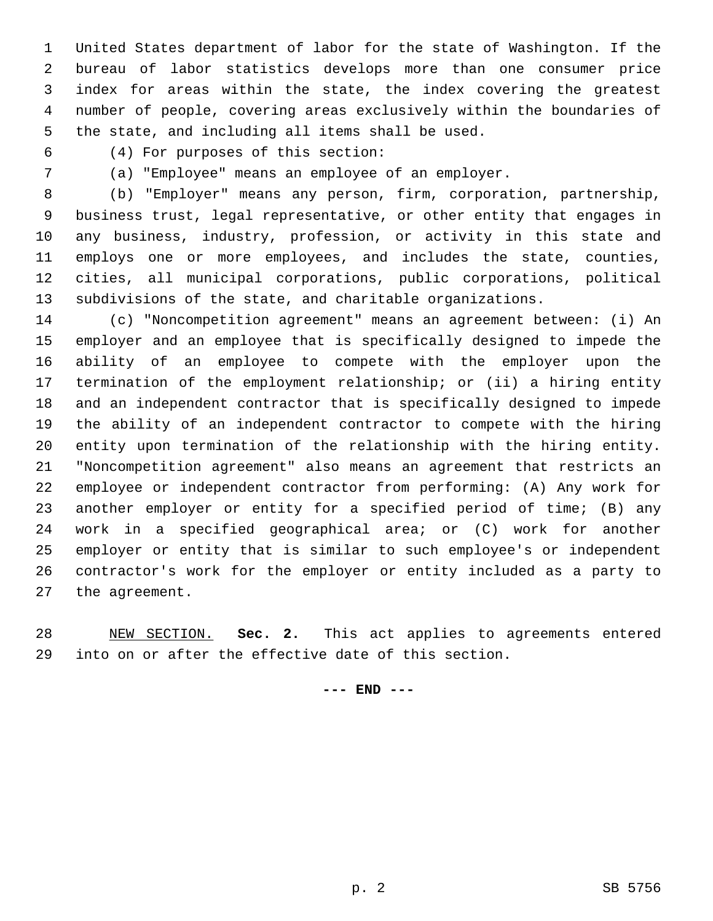United States department of labor for the state of Washington. If the bureau of labor statistics develops more than one consumer price index for areas within the state, the index covering the greatest number of people, covering areas exclusively within the boundaries of the state, and including all items shall be used.

(4) For purposes of this section:

(a) "Employee" means an employee of an employer.

(b) "Employer" means any person, firm, corporation, partnership, business trust, legal representative, or other entity that engages in any business, industry, profession, or activity in this state and employs one or more employees, and includes the state, counties, cities, all municipal corporations, public corporations, political subdivisions of the state, and charitable organizations.

(c) "Noncompetition agreement" means an agreement between: (i) An employer and an employee that is specifically designed to impede the ability of an employee to compete with the employer upon the termination of the employment relationship; or (ii) a hiring entity and an independent contractor that is specifically designed to impede the ability of an independent contractor to compete with the hiring entity upon termination of the relationship with the hiring entity. "Noncompetition agreement" also means an agreement that restricts an employee or independent contractor from performing: (A) Any work for another employer or entity for a specified period of time; (B) any work in a specified geographical area; or (C) work for another employer or entity that is similar to such employee's or independent contractor's work for the employer or entity included as a party to the agreement.

NEW SECTION. **Sec. 2.** This act applies to agreements entered into on or after the effective date of this section.

**--- END ---**